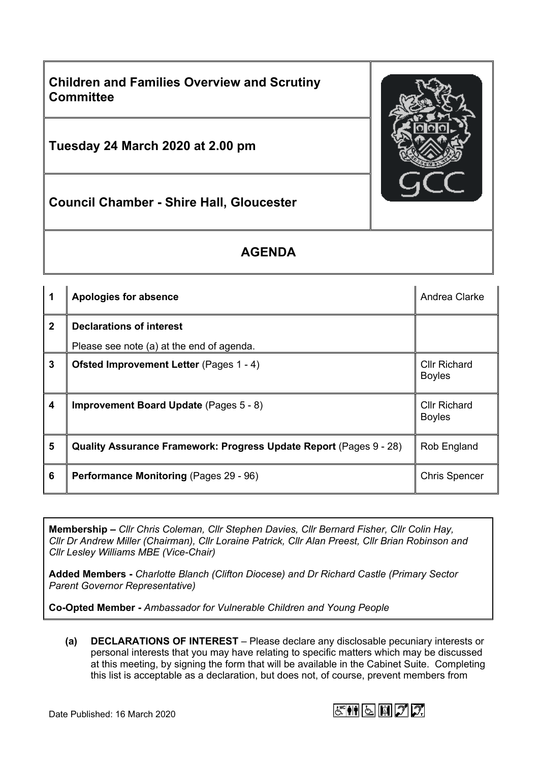# Children and Families Overview and Scrutiny Committee

**Tuesday 24 March 2020 at 2.00 pm**

**Council Chamber - Shire Hall, Gloucester**

## AGENDA

| | | |
|---|---|---|
| **1** | **Apologies for absence** | Andrea Clarke |
| **2** | **Declarations of interest**<br>Please see note (a) at the end of agenda. | |
| **3** | **Ofsted Improvement Letter** (Pages 1 - 4) | Cllr Richard Boyles |
| **4** | **Improvement Board Update** (Pages 5 - 8) | Cllr Richard Boyles |
| **5** | **Quality Assurance Framework: Progress Update Report** (Pages 9 - 28) | Rob England |
| **6** | **Performance Monitoring** (Pages 29 - 96) | Chris Spencer |

**Membership –** *Cllr Chris Coleman, Cllr Stephen Davies, Cllr Bernard Fisher, Cllr Colin Hay, Cllr Dr Andrew Miller (Chairman), Cllr Loraine Patrick, Cllr Alan Preest, Cllr Brian Robinson and Cllr Lesley Williams MBE (Vice-Chair)*

**Added Members -** *Charlotte Blanch (Clifton Diocese) and Dr Richard Castle (Primary Sector Parent Governor Representative)*

**Co-Opted Member -** *Ambassador for Vulnerable Children and Young People*

**(a) DECLARATIONS OF INTEREST** – Please declare any disclosable pecuniary interests or personal interests that you may have relating to specific matters which may be discussed at this meeting, by signing the form that will be available in the Cabinet Suite. Completing this list is acceptable as a declaration, but does not, of course, prevent members from

Date Published: 16 March 2020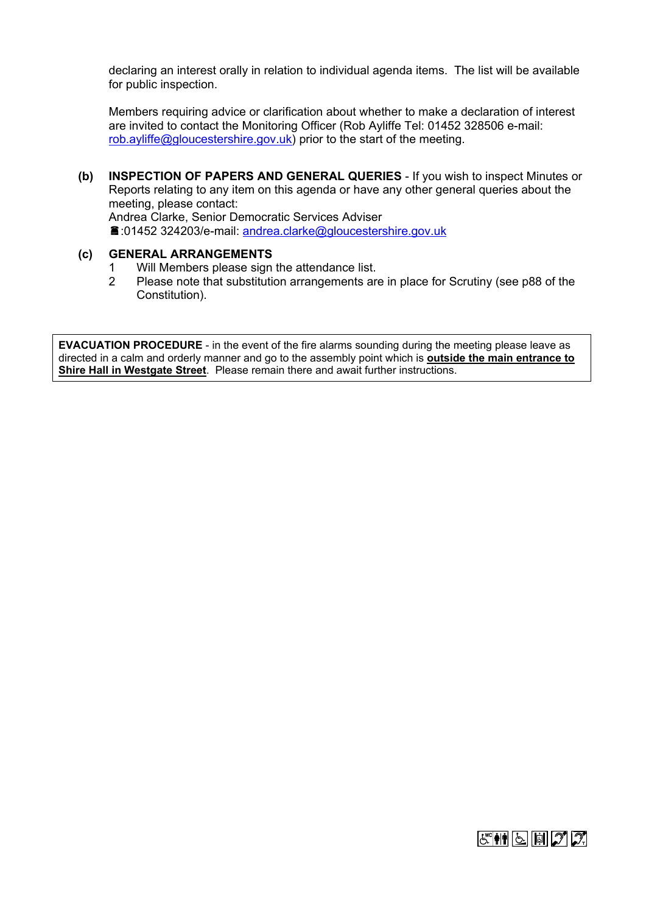declaring an interest orally in relation to individual agenda items. The list will be available for public inspection.

Members requiring advice or clarification about whether to make a declaration of interest are invited to contact the Monitoring Officer (Rob Ayliffe Tel: 01452 328506 e-mail: rob.ayliffe@gloucestershire.gov.uk) prior to the start of the meeting.

**(b) INSPECTION OF PAPERS AND GENERAL QUERIES** - If you wish to inspect Minutes or Reports relating to any item on this agenda or have any other general queries about the meeting, please contact:
Andrea Clarke, Senior Democratic Services Adviser
☎:01452 324203/e-mail: andrea.clarke@gloucestershire.gov.uk

**(c) GENERAL ARRANGEMENTS**

1. Will Members please sign the attendance list.
2. Please note that substitution arrangements are in place for Scrutiny (see p88 of the Constitution).

**EVACUATION PROCEDURE** - in the event of the fire alarms sounding during the meeting please leave as directed in a calm and orderly manner and go to the assembly point which is **outside the main entrance to Shire Hall in Westgate Street**. Please remain there and await further instructions.